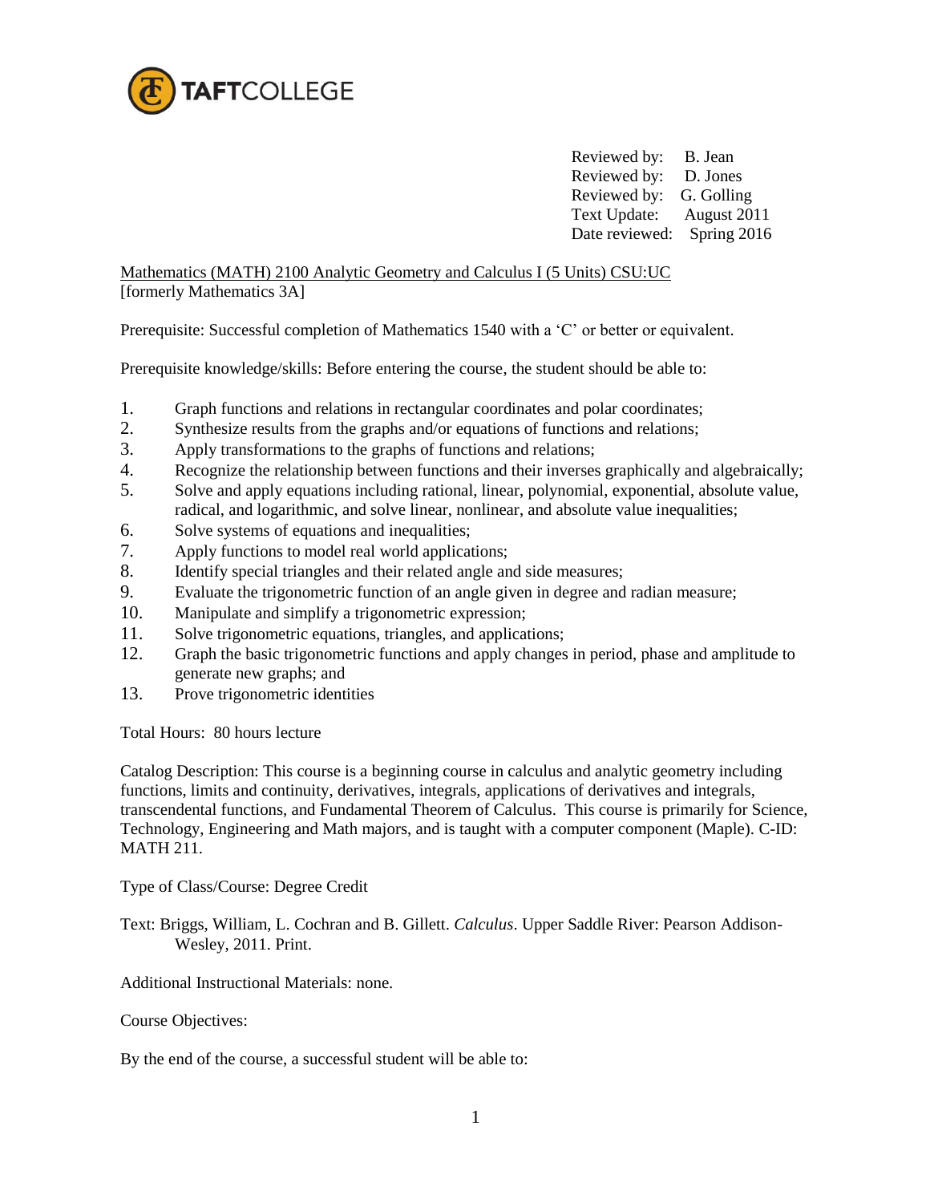TAFTCOLLEGE

Reviewed by: B. Jean
Reviewed by: D. Jones
Reviewed by: G. Golling
Text Update: August 2011
Date reviewed: Spring 2016

Mathematics (MATH) 2100 Analytic Geometry and Calculus I (5 Units) CSU:UC
[formerly Mathematics 3A]

Prerequisite: Successful completion of Mathematics 1540 with a 'C' or better or equivalent.

Prerequisite knowledge/skills: Before entering the course, the student should be able to:

1. Graph functions and relations in rectangular coordinates and polar coordinates;
2. Synthesize results from the graphs and/or equations of functions and relations;
3. Apply transformations to the graphs of functions and relations;
4. Recognize the relationship between functions and their inverses graphically and algebraically;
5. Solve and apply equations including rational, linear, polynomial, exponential, absolute value, radical, and logarithmic, and solve linear, nonlinear, and absolute value inequalities;
6. Solve systems of equations and inequalities;
7. Apply functions to model real world applications;
8. Identify special triangles and their related angle and side measures;
9. Evaluate the trigonometric function of an angle given in degree and radian measure;
10. Manipulate and simplify a trigonometric expression;
11. Solve trigonometric equations, triangles, and applications;
12. Graph the basic trigonometric functions and apply changes in period, phase and amplitude to generate new graphs; and
13. Prove trigonometric identities

Total Hours: 80 hours lecture

Catalog Description: This course is a beginning course in calculus and analytic geometry including functions, limits and continuity, derivatives, integrals, applications of derivatives and integrals, transcendental functions, and Fundamental Theorem of Calculus. This course is primarily for Science, Technology, Engineering and Math majors, and is taught with a computer component (Maple). C-ID: MATH 211.

Type of Class/Course: Degree Credit

Text: Briggs, William, L. Cochran and B. Gillett. *Calculus*. Upper Saddle River: Pearson Addison-Wesley, 2011. Print.

Additional Instructional Materials: none.

Course Objectives:

By the end of the course, a successful student will be able to: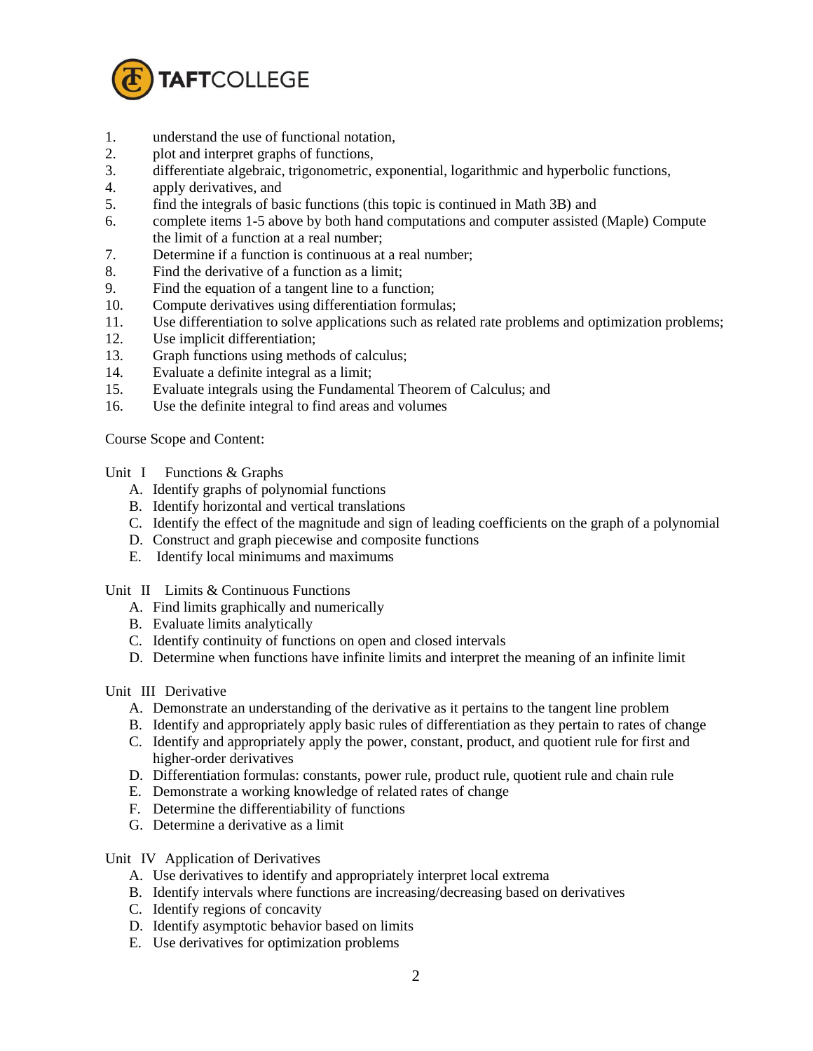1. understand the use of functional notation,
2. plot and interpret graphs of functions,
3. differentiate algebraic, trigonometric, exponential, logarithmic and hyperbolic functions,
4. apply derivatives, and
5. find the integrals of basic functions (this topic is continued in Math 3B) and
6. complete items 1-5 above by both hand computations and computer assisted (Maple) Compute the limit of a function at a real number;
7. Determine if a function is continuous at a real number;
8. Find the derivative of a function as a limit;
9. Find the equation of a tangent line to a function;
10. Compute derivatives using differentiation formulas;
11. Use differentiation to solve applications such as related rate problems and optimization problems;
12. Use implicit differentiation;
13. Graph functions using methods of calculus;
14. Evaluate a definite integral as a limit;
15. Evaluate integrals using the Fundamental Theorem of Calculus; and
16. Use the definite integral to find areas and volumes

Course Scope and Content:

Unit I Functions & Graphs

A. Identify graphs of polynomial functions
B. Identify horizontal and vertical translations
C. Identify the effect of the magnitude and sign of leading coefficients on the graph of a polynomial
D. Construct and graph piecewise and composite functions
E. Identify local minimums and maximums

Unit II Limits & Continuous Functions

A. Find limits graphically and numerically
B. Evaluate limits analytically
C. Identify continuity of functions on open and closed intervals
D. Determine when functions have infinite limits and interpret the meaning of an infinite limit

Unit III Derivative

A. Demonstrate an understanding of the derivative as it pertains to the tangent line problem
B. Identify and appropriately apply basic rules of differentiation as they pertain to rates of change
C. Identify and appropriately apply the power, constant, product, and quotient rule for first and higher-order derivatives
D. Differentiation formulas: constants, power rule, product rule, quotient rule and chain rule
E. Demonstrate a working knowledge of related rates of change
F. Determine the differentiability of functions
G. Determine a derivative as a limit

Unit IV Application of Derivatives

A. Use derivatives to identify and appropriately interpret local extrema
B. Identify intervals where functions are increasing/decreasing based on derivatives
C. Identify regions of concavity
D. Identify asymptotic behavior based on limits
E. Use derivatives for optimization problems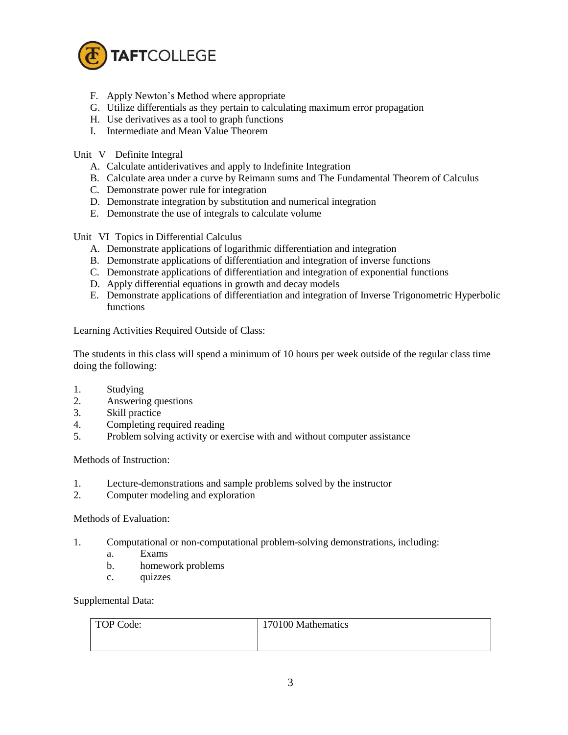F. Apply Newton's Method where appropriate
G. Utilize differentials as they pertain to calculating maximum error propagation
H. Use derivatives as a tool to graph functions
I. Intermediate and Mean Value Theorem

Unit V Definite Integral

A. Calculate antiderivatives and apply to Indefinite Integration
B. Calculate area under a curve by Reimann sums and The Fundamental Theorem of Calculus
C. Demonstrate power rule for integration
D. Demonstrate integration by substitution and numerical integration
E. Demonstrate the use of integrals to calculate volume

Unit VI Topics in Differential Calculus

A. Demonstrate applications of logarithmic differentiation and integration
B. Demonstrate applications of differentiation and integration of inverse functions
C. Demonstrate applications of differentiation and integration of exponential functions
D. Apply differential equations in growth and decay models
E. Demonstrate applications of differentiation and integration of Inverse Trigonometric Hyperbolic functions

Learning Activities Required Outside of Class:

The students in this class will spend a minimum of 10 hours per week outside of the regular class time doing the following:

1. Studying
2. Answering questions
3. Skill practice
4. Completing required reading
5. Problem solving activity or exercise with and without computer assistance

Methods of Instruction:

1. Lecture-demonstrations and sample problems solved by the instructor
2. Computer modeling and exploration

Methods of Evaluation:

1. Computational or non-computational problem-solving demonstrations, including:
   a. Exams
   b. homework problems
   c. quizzes

Supplemental Data:

| TOP Code: | 170100 Mathematics |
|---|---|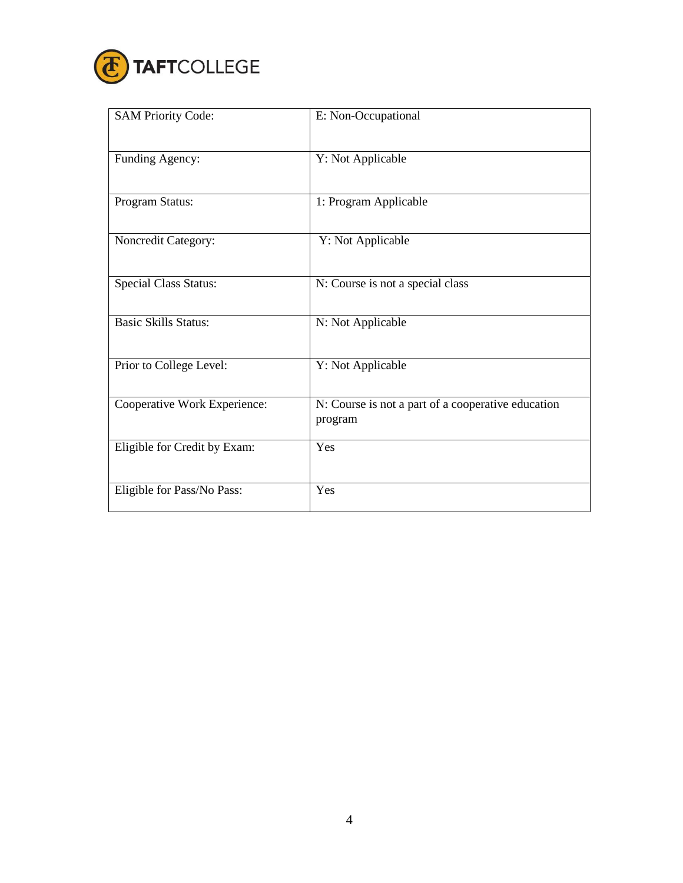| | |
|---|---|
| SAM Priority Code: | E: Non-Occupational |
| Funding Agency: | Y: Not Applicable |
| Program Status: | 1: Program Applicable |
| Noncredit Category: | Y: Not Applicable |
| Special Class Status: | N: Course is not a special class |
| Basic Skills Status: | N: Not Applicable |
| Prior to College Level: | Y: Not Applicable |
| Cooperative Work Experience: | N: Course is not a part of a cooperative education program |
| Eligible for Credit by Exam: | Yes |
| Eligible for Pass/No Pass: | Yes |